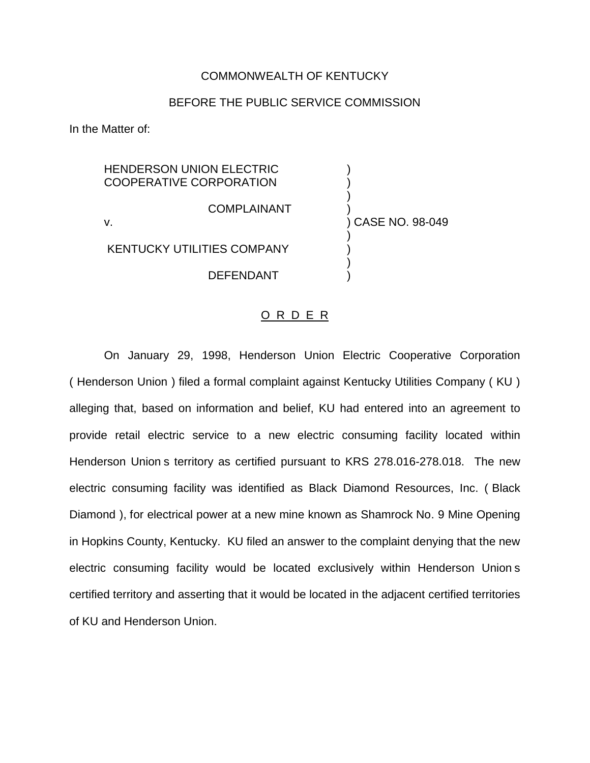COMMONWEALTH OF KENTUCKY

BEFORE THE PUBLIC SERVICE COMMISSION

In the Matter of:

| | | |
|---|---|---|
| HENDERSON UNION ELECTRIC COOPERATIVE CORPORATION | ) | |
| COMPLAINANT | ) | |
| v. | ) | CASE NO. 98-049 |
| KENTUCKY UTILITIES COMPANY | ) | |
| DEFENDANT | ) | |

O R D E R

On January 29, 1998, Henderson Union Electric Cooperative Corporation ( Henderson Union ) filed a formal complaint against Kentucky Utilities Company ( KU ) alleging that, based on information and belief, KU had entered into an agreement to provide retail electric service to a new electric consuming facility located within Henderson Union s territory as certified pursuant to KRS 278.016-278.018. The new electric consuming facility was identified as Black Diamond Resources, Inc. ( Black Diamond ), for electrical power at a new mine known as Shamrock No. 9 Mine Opening in Hopkins County, Kentucky. KU filed an answer to the complaint denying that the new electric consuming facility would be located exclusively within Henderson Union s certified territory and asserting that it would be located in the adjacent certified territories of KU and Henderson Union.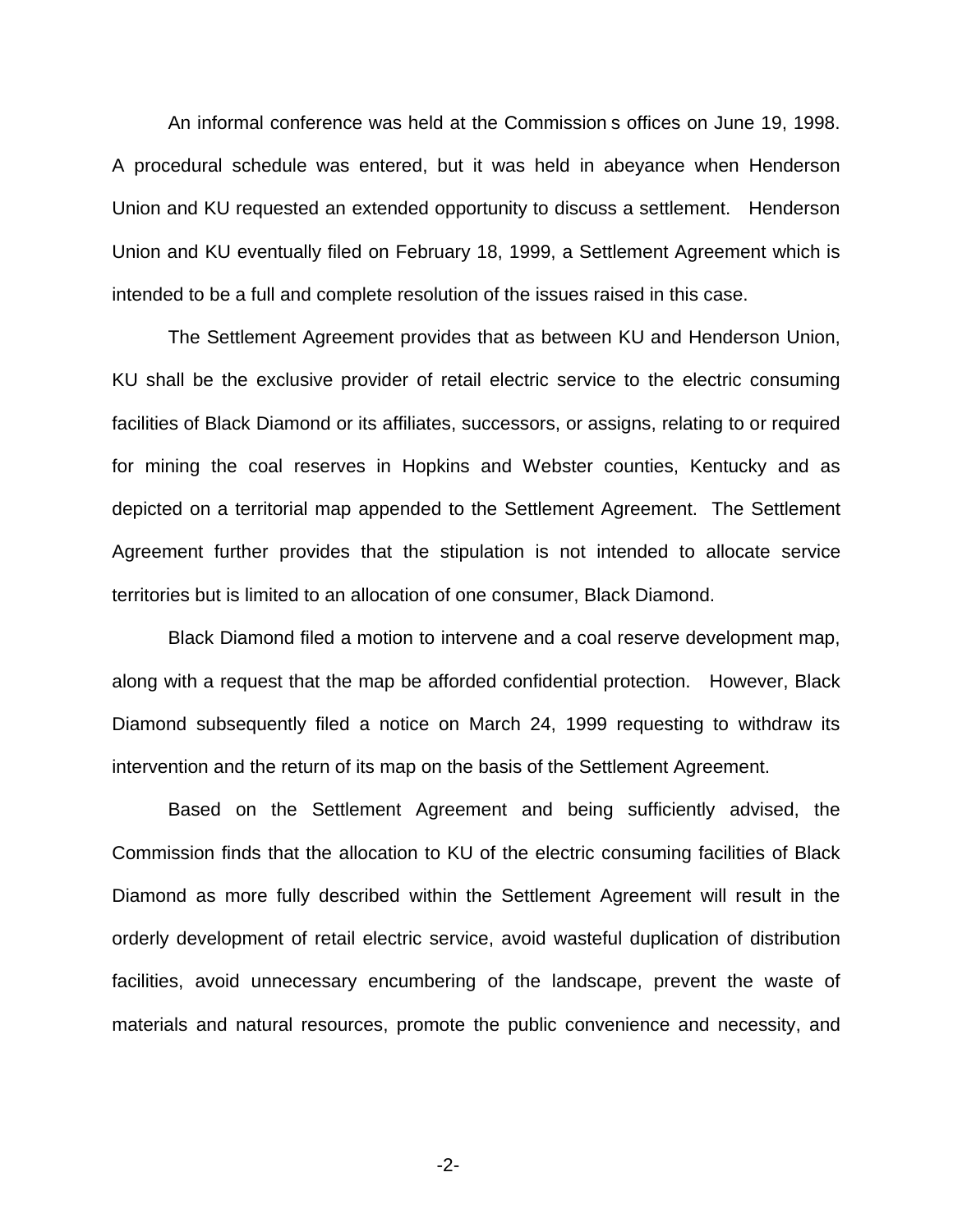An informal conference was held at the Commission s offices on June 19, 1998. A procedural schedule was entered, but it was held in abeyance when Henderson Union and KU requested an extended opportunity to discuss a settlement. Henderson Union and KU eventually filed on February 18, 1999, a Settlement Agreement which is intended to be a full and complete resolution of the issues raised in this case.

The Settlement Agreement provides that as between KU and Henderson Union, KU shall be the exclusive provider of retail electric service to the electric consuming facilities of Black Diamond or its affiliates, successors, or assigns, relating to or required for mining the coal reserves in Hopkins and Webster counties, Kentucky and as depicted on a territorial map appended to the Settlement Agreement. The Settlement Agreement further provides that the stipulation is not intended to allocate service territories but is limited to an allocation of one consumer, Black Diamond.

Black Diamond filed a motion to intervene and a coal reserve development map, along with a request that the map be afforded confidential protection. However, Black Diamond subsequently filed a notice on March 24, 1999 requesting to withdraw its intervention and the return of its map on the basis of the Settlement Agreement.

Based on the Settlement Agreement and being sufficiently advised, the Commission finds that the allocation to KU of the electric consuming facilities of Black Diamond as more fully described within the Settlement Agreement will result in the orderly development of retail electric service, avoid wasteful duplication of distribution facilities, avoid unnecessary encumbering of the landscape, prevent the waste of materials and natural resources, promote the public convenience and necessity, and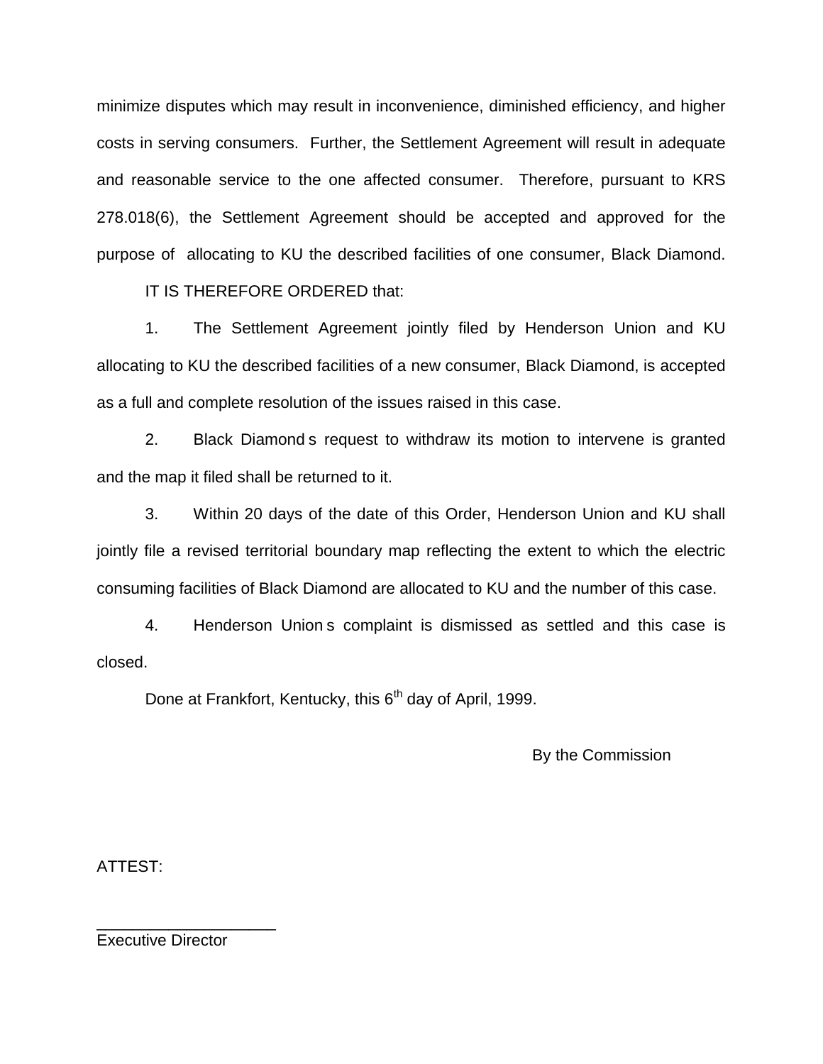minimize disputes which may result in inconvenience, diminished efficiency, and higher costs in serving consumers. Further, the Settlement Agreement will result in adequate and reasonable service to the one affected consumer. Therefore, pursuant to KRS 278.018(6), the Settlement Agreement should be accepted and approved for the purpose of allocating to KU the described facilities of one consumer, Black Diamond.

IT IS THEREFORE ORDERED that:

1. The Settlement Agreement jointly filed by Henderson Union and KU allocating to KU the described facilities of a new consumer, Black Diamond, is accepted as a full and complete resolution of the issues raised in this case.

2. Black Diamond s request to withdraw its motion to intervene is granted and the map it filed shall be returned to it.

3. Within 20 days of the date of this Order, Henderson Union and KU shall jointly file a revised territorial boundary map reflecting the extent to which the electric consuming facilities of Black Diamond are allocated to KU and the number of this case.

4. Henderson Union s complaint is dismissed as settled and this case is closed.

Done at Frankfort, Kentucky, this 6th day of April, 1999.

By the Commission

ATTEST:

____________________
Executive Director